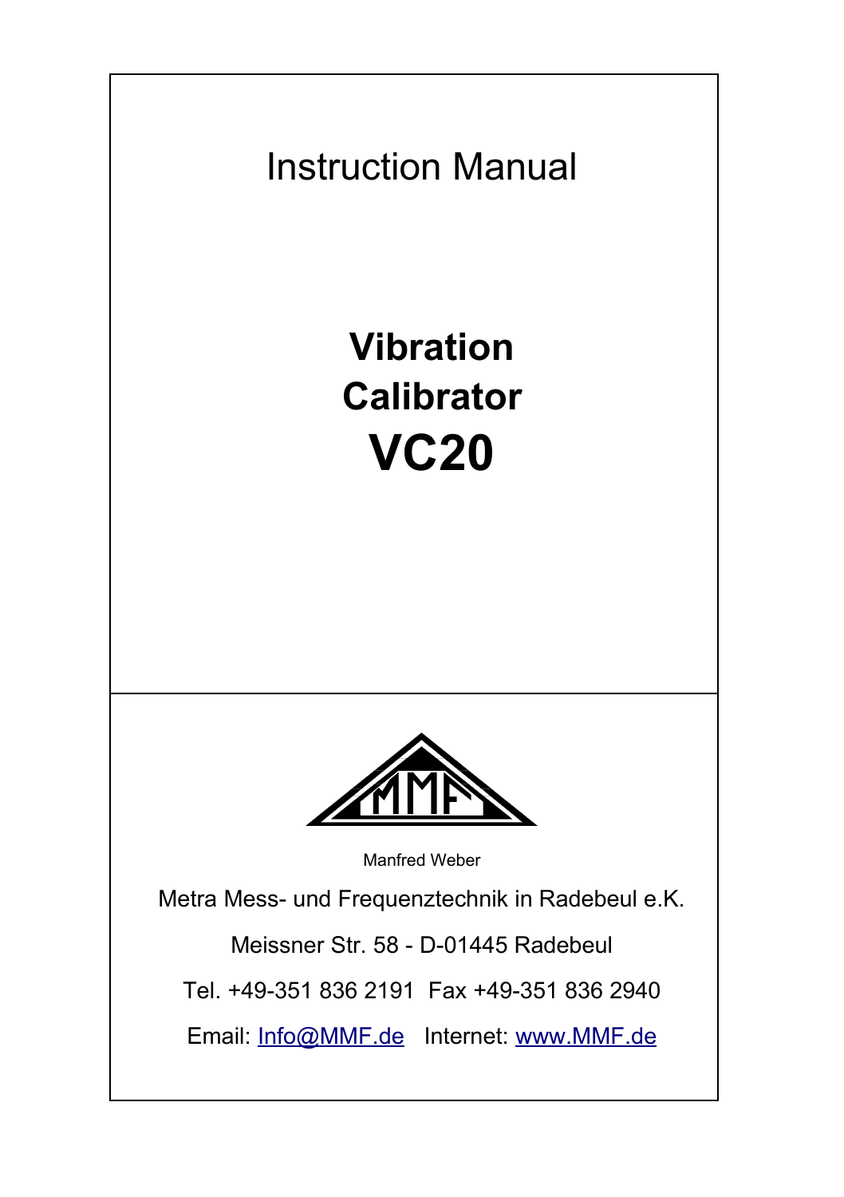Instruction Manual

# Vibration Calibrator VC20

Manfred Weber

Metra Mess- und Frequenztechnik in Radebeul e.K.

Meissner Str. 58 - D-01445 Radebeul

Tel. +49-351 836 2191  Fax +49-351 836 2940

Email: Info@MMF.de   Internet: www.MMF.de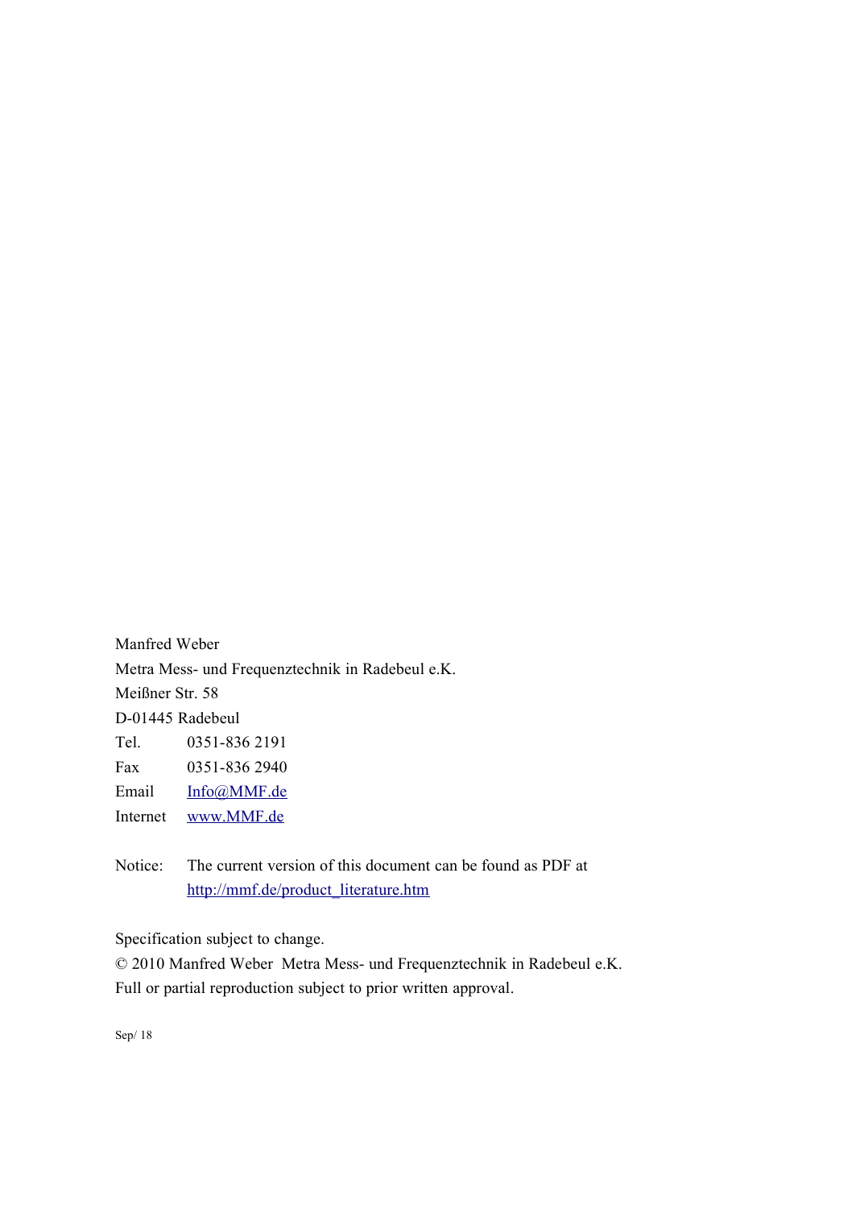Manfred Weber

Metra Mess- und Frequenztechnik in Radebeul e.K.

Meißner Str. 58

D-01445 Radebeul

Tel. 0351-836 2191

Fax 0351-836 2940

Email Info@MMF.de

Internet www.MMF.de

Notice: The current version of this document can be found as PDF at http://mmf.de/product_literature.htm

Specification subject to change.

© 2010 Manfred Weber Metra Mess- und Frequenztechnik in Radebeul e.K.

Full or partial reproduction subject to prior written approval.

Sep/ 18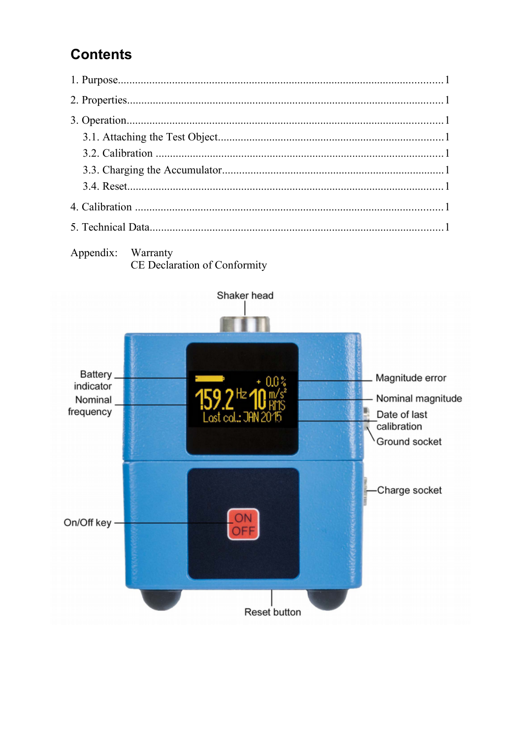## Contents

1. Purpose.......................................................................................................1
2. Properties....................................................................................................1
3. Operation.....................................................................................................1
   3.1. Attaching the Test Object.......................................................................1
   3.2. Calibration ..............................................................................................1
   3.3. Charging the Accumulator......................................................................1
   3.4. Reset........................................................................................................1
4. Calibration ...................................................................................................1
5. Technical Data..............................................................................................1

Appendix: Warranty
CE Declaration of Conformity

Shaker head

Battery indicator

Nominal frequency

On/Off key

Magnitude error

Nominal magnitude

Date of last calibration

Ground socket

Charge socket

Reset button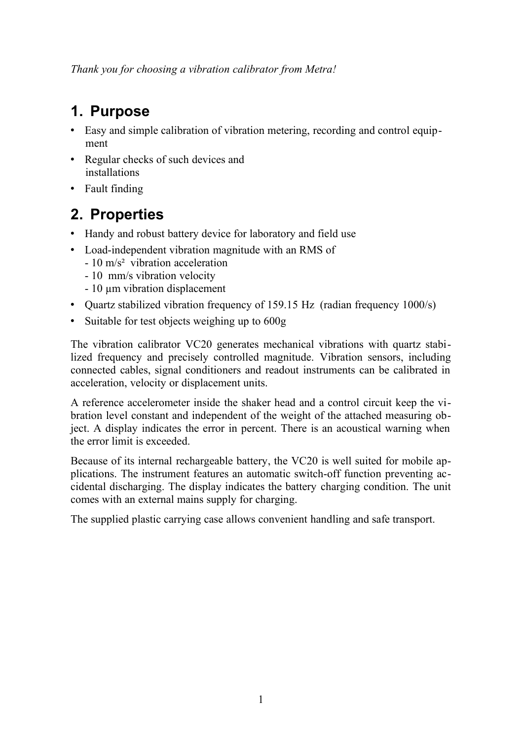*Thank you for choosing a vibration calibrator from Metra!*

# 1. Purpose

- Easy and simple calibration of vibration metering, recording and control equipment
- Regular checks of such devices and installations
- Fault finding

# 2. Properties

- Handy and robust battery device for laboratory and field use
- Load-independent vibration magnitude with an RMS of
  - 10 $m/s^2$ vibration acceleration
  - 10 mm/s vibration velocity
  - 10 µm vibration displacement
- Quartz stabilized vibration frequency of 159.15 Hz (radian frequency 1000/s)
- Suitable for test objects weighing up to 600g

The vibration calibrator VC20 generates mechanical vibrations with quartz stabilized frequency and precisely controlled magnitude. Vibration sensors, including connected cables, signal conditioners and readout instruments can be calibrated in acceleration, velocity or displacement units.

A reference accelerometer inside the shaker head and a control circuit keep the vibration level constant and independent of the weight of the attached measuring object. A display indicates the error in percent. There is an acoustical warning when the error limit is exceeded.

Because of its internal rechargeable battery, the VC20 is well suited for mobile applications. The instrument features an automatic switch-off function preventing accidental discharging. The display indicates the battery charging condition. The unit comes with an external mains supply for charging.

The supplied plastic carrying case allows convenient handling and safe transport.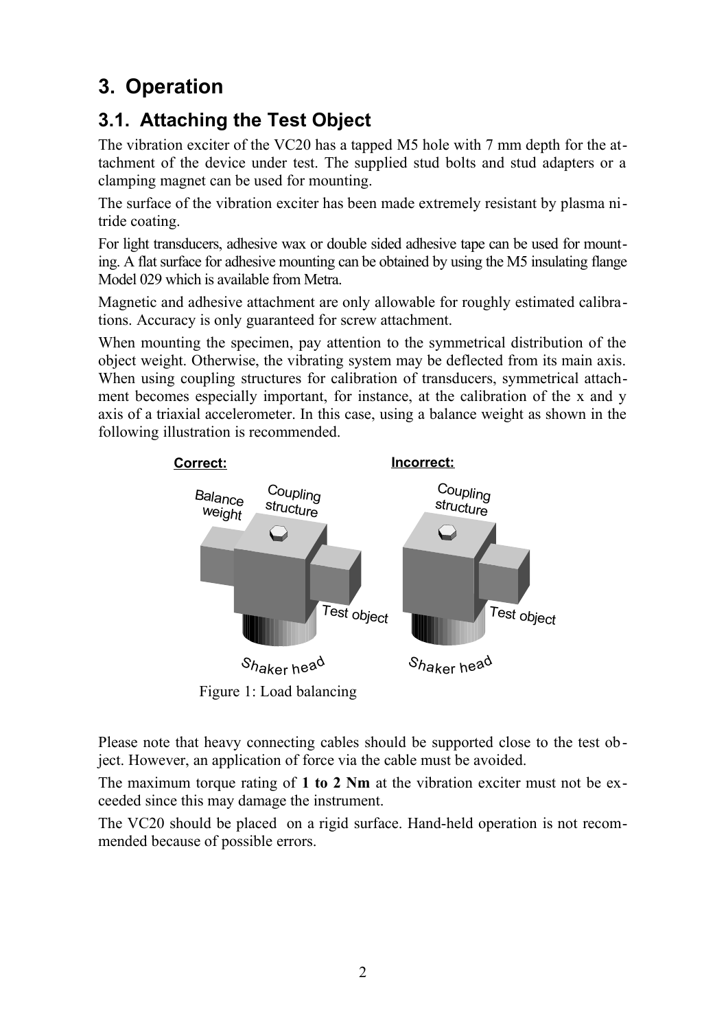# 3. Operation

## 3.1. Attaching the Test Object

The vibration exciter of the VC20 has a tapped M5 hole with 7 mm depth for the attachment of the device under test. The supplied stud bolts and stud adapters or a clamping magnet can be used for mounting.

The surface of the vibration exciter has been made extremely resistant by plasma nitride coating.

For light transducers, adhesive wax or double sided adhesive tape can be used for mounting. A flat surface for adhesive mounting can be obtained by using the M5 insulating flange Model 029 which is available from Metra.

Magnetic and adhesive attachment are only allowable for roughly estimated calibrations. Accuracy is only guaranteed for screw attachment.

When mounting the specimen, pay attention to the symmetrical distribution of the object weight. Otherwise, the vibrating system may be deflected from its main axis. When using coupling structures for calibration of transducers, symmetrical attachment becomes especially important, for instance, at the calibration of the x and y axis of a triaxial accelerometer. In this case, using a balance weight as shown in the following illustration is recommended.

Figure 1: Load balancing

Please note that heavy connecting cables should be supported close to the test object. However, an application of force via the cable must be avoided.

The maximum torque rating of **1 to 2 Nm** at the vibration exciter must not be exceeded since this may damage the instrument.

The VC20 should be placed on a rigid surface. Hand-held operation is not recommended because of possible errors.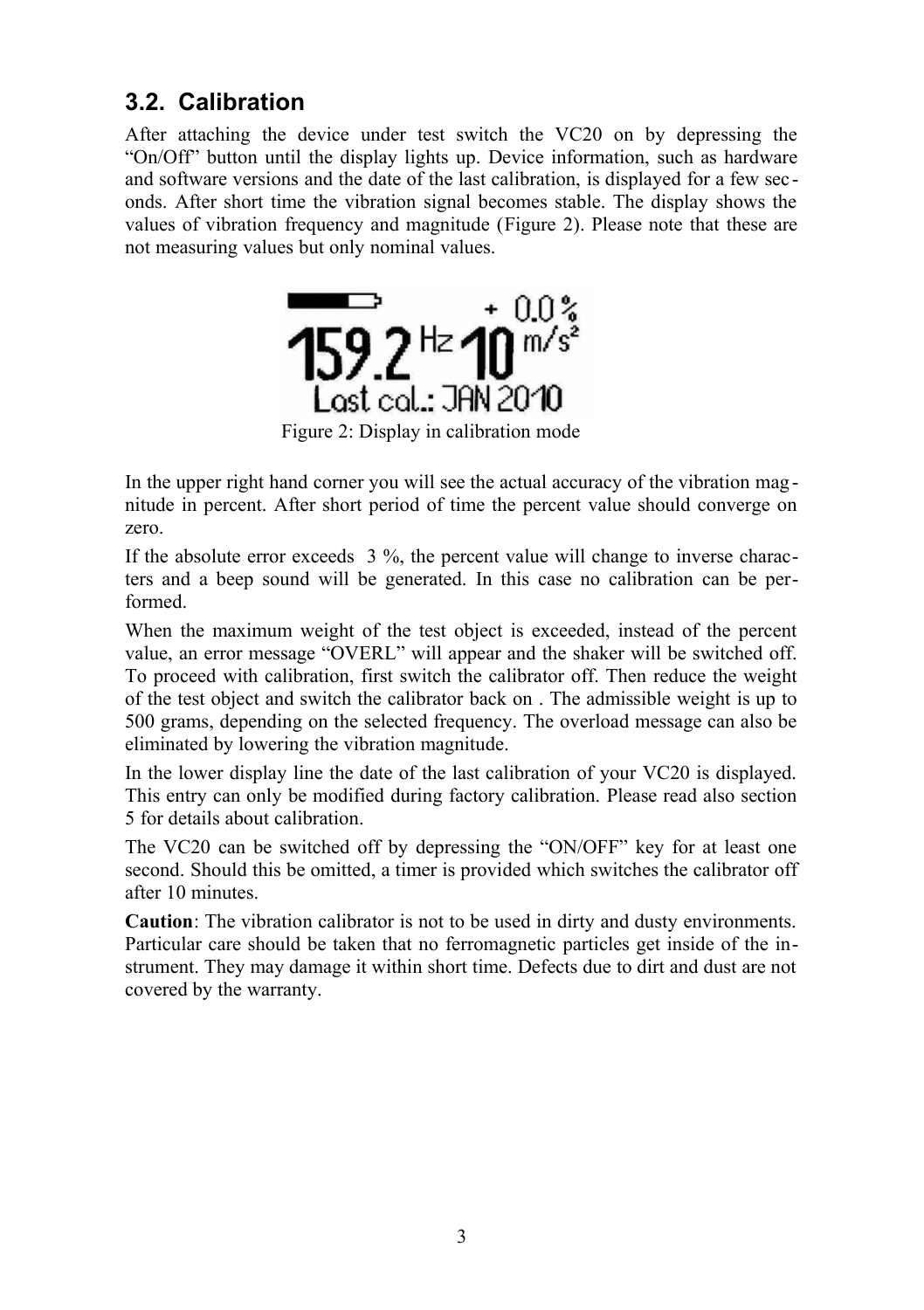## 3.2. Calibration

After attaching the device under test switch the VC20 on by depressing the "On/Off" button until the display lights up. Device information, such as hardware and software versions and the date of the last calibration, is displayed for a few seconds. After short time the vibration signal becomes stable. The display shows the values of vibration frequency and magnitude (Figure 2). Please note that these are not measuring values but only nominal values.

Figure 2: Display in calibration mode

In the upper right hand corner you will see the actual accuracy of the vibration magnitude in percent. After short period of time the percent value should converge on zero.

If the absolute error exceeds 3 %, the percent value will change to inverse characters and a beep sound will be generated. In this case no calibration can be performed.

When the maximum weight of the test object is exceeded, instead of the percent value, an error message "OVERL" will appear and the shaker will be switched off. To proceed with calibration, first switch the calibrator off. Then reduce the weight of the test object and switch the calibrator back on . The admissible weight is up to 500 grams, depending on the selected frequency. The overload message can also be eliminated by lowering the vibration magnitude.

In the lower display line the date of the last calibration of your VC20 is displayed. This entry can only be modified during factory calibration. Please read also section 5 for details about calibration.

The VC20 can be switched off by depressing the "ON/OFF" key for at least one second. Should this be omitted, a timer is provided which switches the calibrator off after 10 minutes.

**Caution**: The vibration calibrator is not to be used in dirty and dusty environments. Particular care should be taken that no ferromagnetic particles get inside of the instrument. They may damage it within short time. Defects due to dirt and dust are not covered by the warranty.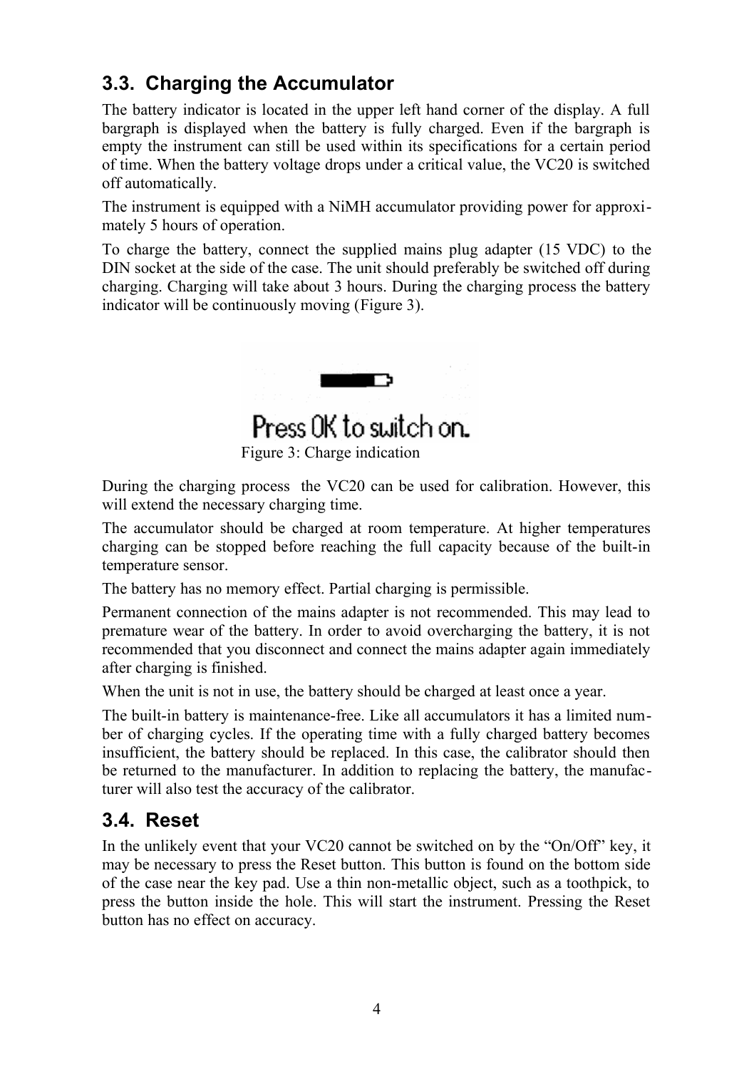## 3.3. Charging the Accumulator

The battery indicator is located in the upper left hand corner of the display. A full bargraph is displayed when the battery is fully charged. Even if the bargraph is empty the instrument can still be used within its specifications for a certain period of time. When the battery voltage drops under a critical value, the VC20 is switched off automatically.

The instrument is equipped with a NiMH accumulator providing power for approximately 5 hours of operation.

To charge the battery, connect the supplied mains plug adapter (15 VDC) to the DIN socket at the side of the case. The unit should preferably be switched off during charging. Charging will take about 3 hours. During the charging process the battery indicator will be continuously moving (Figure 3).

Press OK to switch on.

Figure 3: Charge indication

During the charging process the VC20 can be used for calibration. However, this will extend the necessary charging time.

The accumulator should be charged at room temperature. At higher temperatures charging can be stopped before reaching the full capacity because of the built-in temperature sensor.

The battery has no memory effect. Partial charging is permissible.

Permanent connection of the mains adapter is not recommended. This may lead to premature wear of the battery. In order to avoid overcharging the battery, it is not recommended that you disconnect and connect the mains adapter again immediately after charging is finished.

When the unit is not in use, the battery should be charged at least once a year.

The built-in battery is maintenance-free. Like all accumulators it has a limited number of charging cycles. If the operating time with a fully charged battery becomes insufficient, the battery should be replaced. In this case, the calibrator should then be returned to the manufacturer. In addition to replacing the battery, the manufacturer will also test the accuracy of the calibrator.

## 3.4. Reset

In the unlikely event that your VC20 cannot be switched on by the "On/Off" key, it may be necessary to press the Reset button. This button is found on the bottom side of the case near the key pad. Use a thin non-metallic object, such as a toothpick, to press the button inside the hole. This will start the instrument. Pressing the Reset button has no effect on accuracy.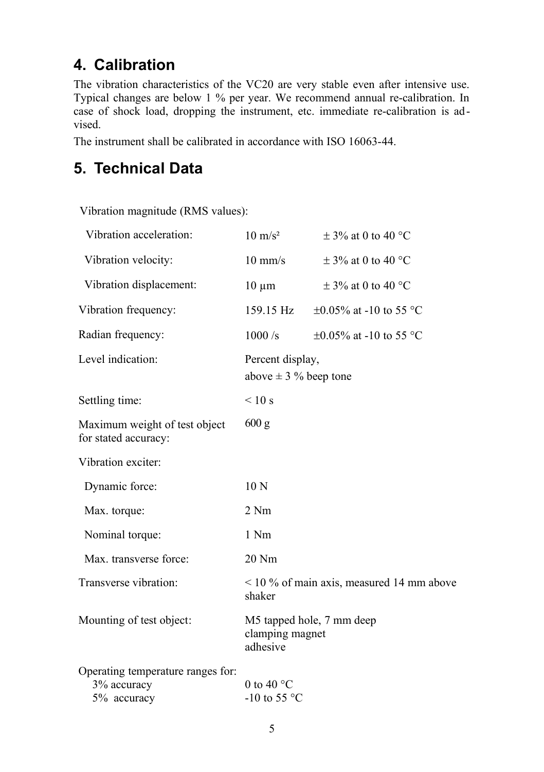## 4. Calibration

The vibration characteristics of the VC20 are very stable even after intensive use. Typical changes are below 1 % per year. We recommend annual re-calibration. In case of shock load, dropping the instrument, etc. immediate re-calibration is advised.

The instrument shall be calibrated in accordance with ISO 16063-44.

## 5. Technical Data

| | | |
|---|---|---|
| Vibration magnitude (RMS values): | | |
| Vibration acceleration: | 10 m/s² | ± 3% at 0 to 40 °C |
| Vibration velocity: | 10 mm/s | ± 3% at 0 to 40 °C |
| Vibration displacement: | 10 µm | ± 3% at 0 to 40 °C |
| Vibration frequency: | 159.15 Hz | ±0.05% at -10 to 55 °C |
| Radian frequency: | 1000 /s | ±0.05% at -10 to 55 °C |
| Level indication: | Percent display, above ± 3 % beep tone | |
| Settling time: | < 10 s | |
| Maximum weight of test object for stated accuracy: | 600 g | |
| Vibration exciter: | | |
| Dynamic force: | 10 N | |
| Max. torque: | 2 Nm | |
| Nominal torque: | 1 Nm | |
| Max. transverse force: | 20 Nm | |
| Transverse vibration: | < 10 % of main axis, measured 14 mm above shaker | |
| Mounting of test object: | M5 tapped hole, 7 mm deep<br>clamping magnet<br>adhesive | |
| Operating temperature ranges for: | | |
| 3% accuracy | 0 to 40 °C | |
| 5% accuracy | -10 to 55 °C | |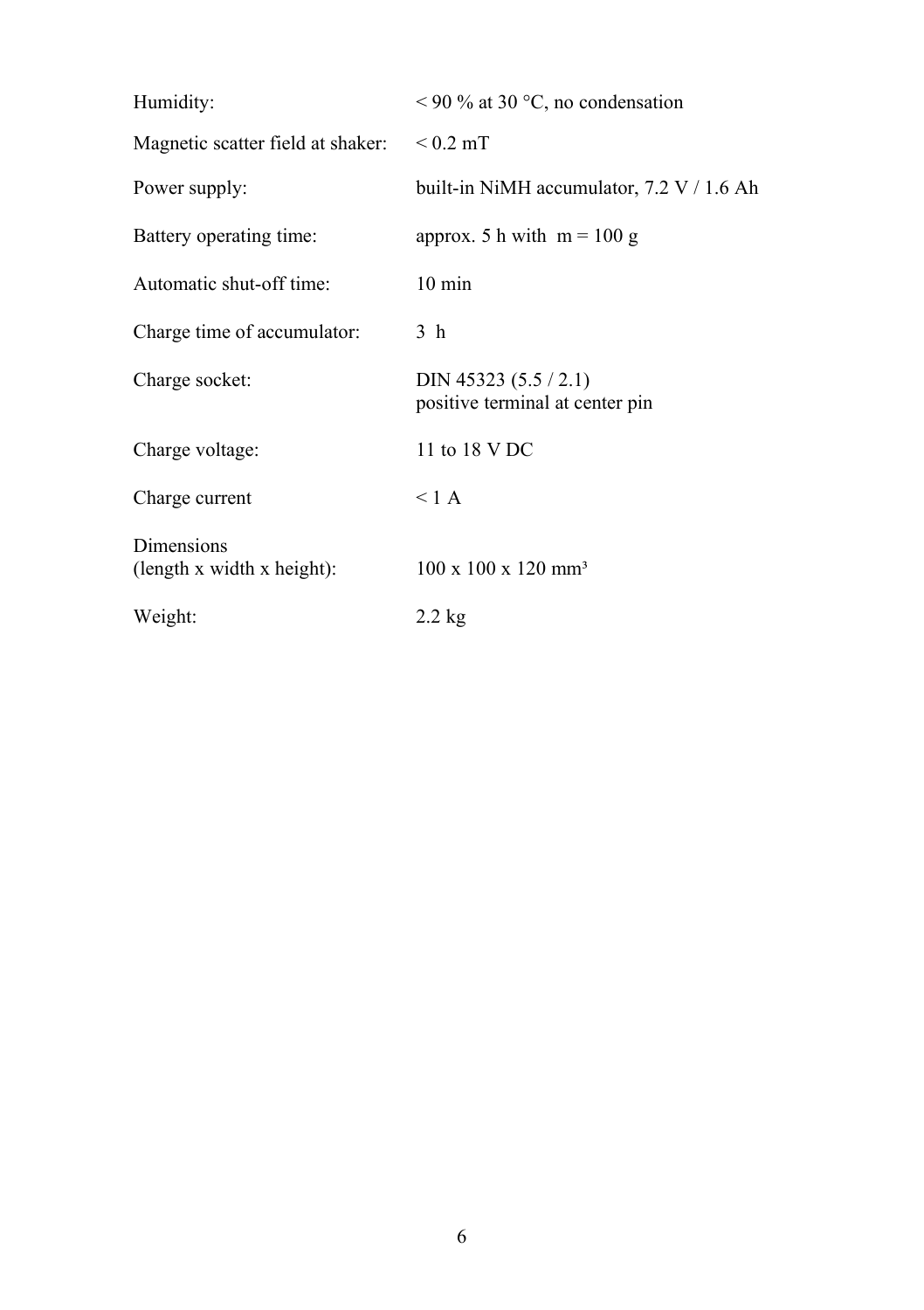| | |
|---|---|
| Humidity: | < 90 % at 30 °C, no condensation |
| Magnetic scatter field at shaker: | < 0.2 mT |
| Power supply: | built-in NiMH accumulator, 7.2 V / 1.6 Ah |
| Battery operating time: | approx. 5 h with m = 100 g |
| Automatic shut-off time: | 10 min |
| Charge time of accumulator: | 3 h |
| Charge socket: | DIN 45323 (5.5 / 2.1)<br>positive terminal at center pin |
| Charge voltage: | 11 to 18 V DC |
| Charge current | < 1 A |
| Dimensions<br>(length x width x height): | 100 x 100 x 120 mm³ |
| Weight: | 2.2 kg |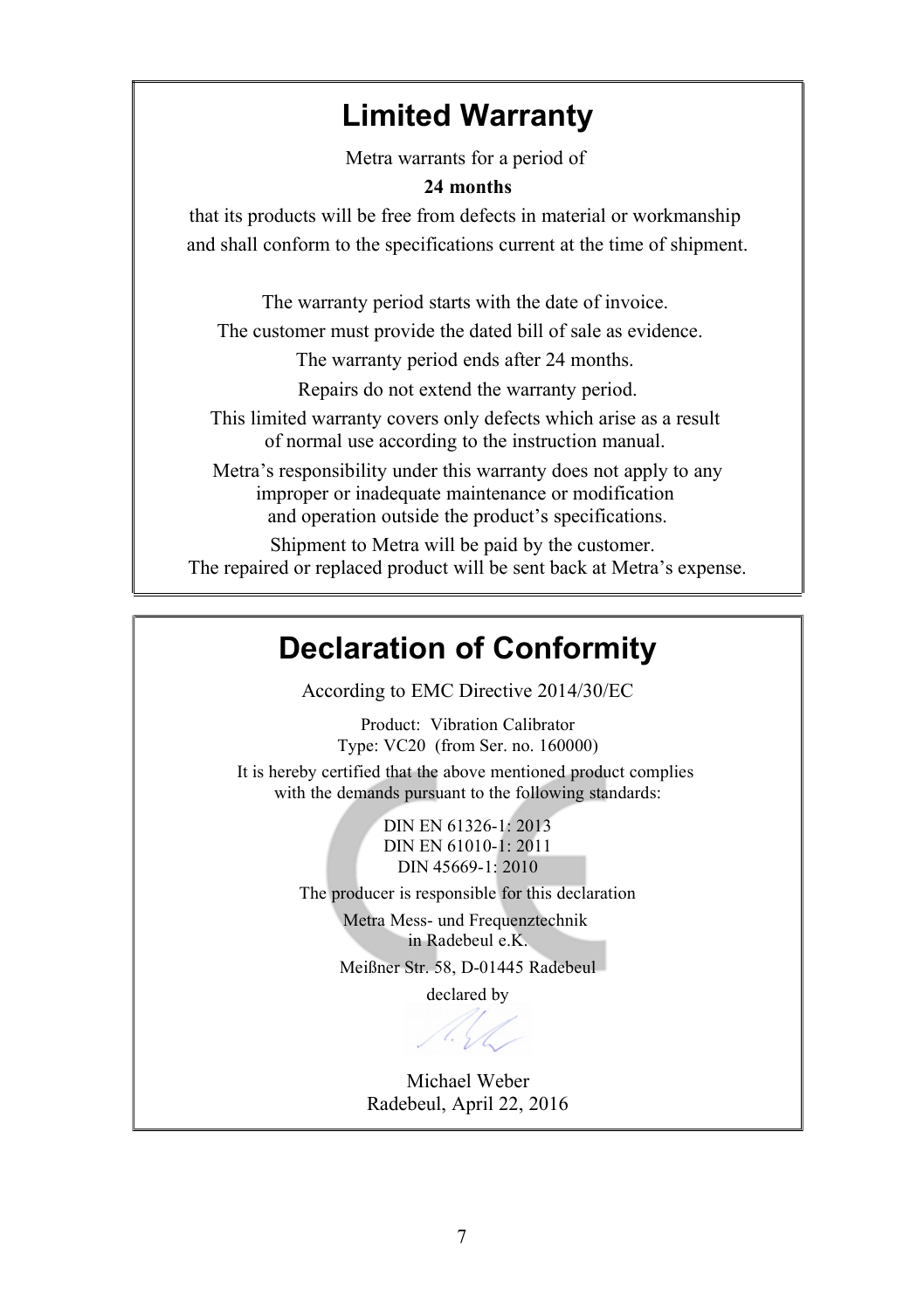# Limited Warranty

Metra warrants for a period of

**24 months**

that its products will be free from defects in material or workmanship and shall conform to the specifications current at the time of shipment.

The warranty period starts with the date of invoice.

The customer must provide the dated bill of sale as evidence.

The warranty period ends after 24 months.

Repairs do not extend the warranty period.

This limited warranty covers only defects which arise as a result of normal use according to the instruction manual.

Metra's responsibility under this warranty does not apply to any improper or inadequate maintenance or modification and operation outside the product's specifications.

Shipment to Metra will be paid by the customer.
The repaired or replaced product will be sent back at Metra's expense.

# Declaration of Conformity

According to EMC Directive 2014/30/EC

Product: Vibration Calibrator
Type: VC20 (from Ser. no. 160000)

It is hereby certified that the above mentioned product complies with the demands pursuant to the following standards:

DIN EN 61326-1: 2013
DIN EN 61010-1: 2011
DIN 45669-1: 2010

The producer is responsible for this declaration

Metra Mess- und Frequenztechnik
in Radebeul e.K.

Meißner Str. 58, D-01445 Radebeul

declared by

Michael Weber
Radebeul, April 22, 2016